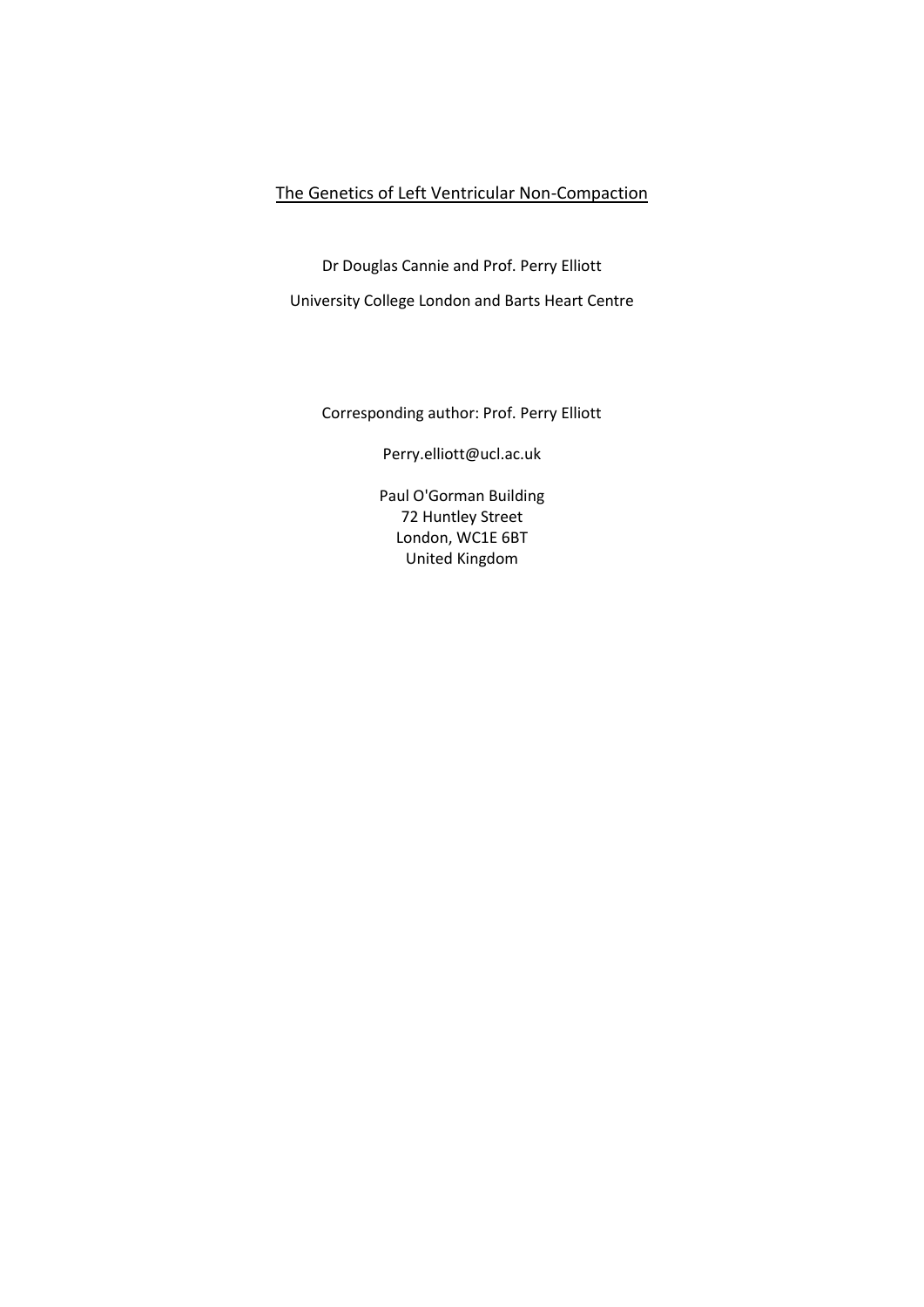# The Genetics of Left Ventricular Non-Compaction

Dr Douglas Cannie and Prof. Perry Elliott

University College London and Barts Heart Centre

Corresponding author: Prof. Perry Elliott

Perry.elliott@ucl.ac.uk

Paul O'Gorman Building
72 Huntley Street
London, WC1E 6BT
United Kingdom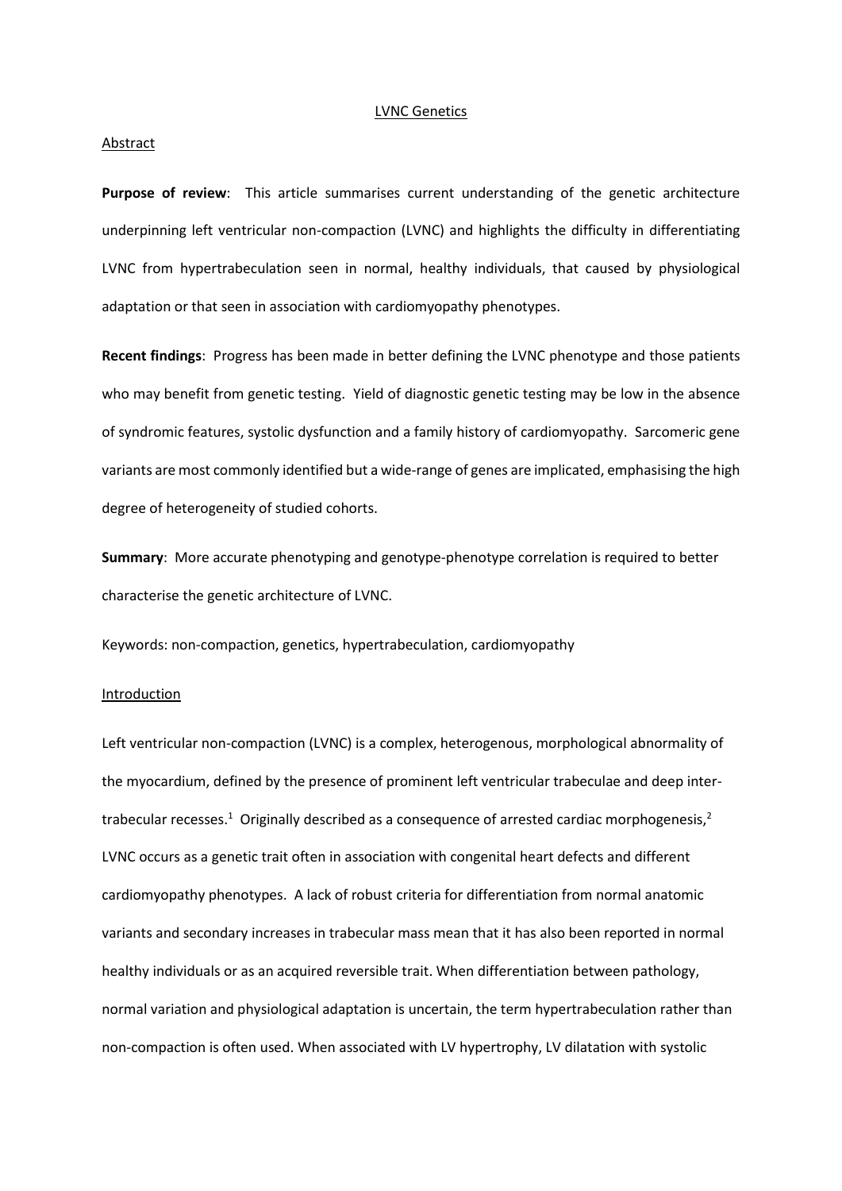LVNC Genetics

Abstract

**Purpose of review**: This article summarises current understanding of the genetic architecture underpinning left ventricular non-compaction (LVNC) and highlights the difficulty in differentiating LVNC from hypertrabeculation seen in normal, healthy individuals, that caused by physiological adaptation or that seen in association with cardiomyopathy phenotypes.

**Recent findings**: Progress has been made in better defining the LVNC phenotype and those patients who may benefit from genetic testing. Yield of diagnostic genetic testing may be low in the absence of syndromic features, systolic dysfunction and a family history of cardiomyopathy. Sarcomeric gene variants are most commonly identified but a wide-range of genes are implicated, emphasising the high degree of heterogeneity of studied cohorts.

**Summary**: More accurate phenotyping and genotype-phenotype correlation is required to better characterise the genetic architecture of LVNC.

Keywords: non-compaction, genetics, hypertrabeculation, cardiomyopathy

Introduction

Left ventricular non-compaction (LVNC) is a complex, heterogenous, morphological abnormality of the myocardium, defined by the presence of prominent left ventricular trabeculae and deep inter-trabecular recesses.[1] Originally described as a consequence of arrested cardiac morphogenesis,[2] LVNC occurs as a genetic trait often in association with congenital heart defects and different cardiomyopathy phenotypes. A lack of robust criteria for differentiation from normal anatomic variants and secondary increases in trabecular mass mean that it has also been reported in normal healthy individuals or as an acquired reversible trait. When differentiation between pathology, normal variation and physiological adaptation is uncertain, the term hypertrabeculation rather than non-compaction is often used. When associated with LV hypertrophy, LV dilatation with systolic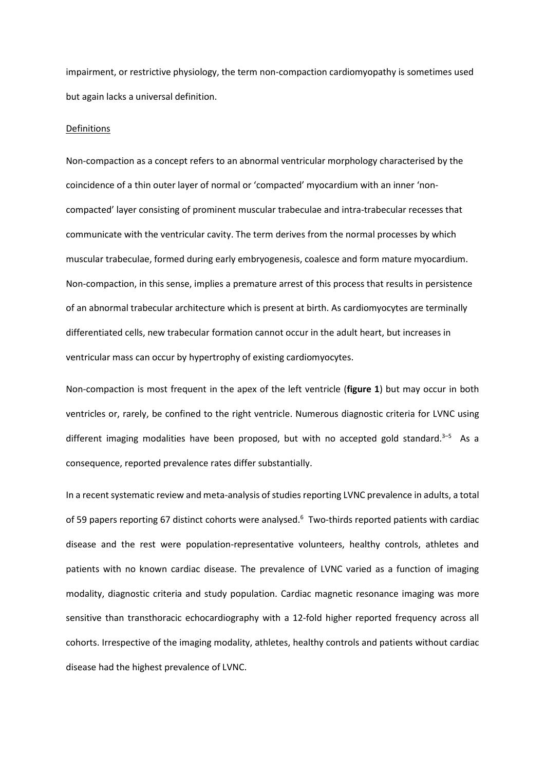impairment, or restrictive physiology, the term non-compaction cardiomyopathy is sometimes used but again lacks a universal definition.

Definitions

Non-compaction as a concept refers to an abnormal ventricular morphology characterised by the coincidence of a thin outer layer of normal or 'compacted' myocardium with an inner 'non-compacted' layer consisting of prominent muscular trabeculae and intra-trabecular recesses that communicate with the ventricular cavity. The term derives from the normal processes by which muscular trabeculae, formed during early embryogenesis, coalesce and form mature myocardium. Non-compaction, in this sense, implies a premature arrest of this process that results in persistence of an abnormal trabecular architecture which is present at birth. As cardiomyocytes are terminally differentiated cells, new trabecular formation cannot occur in the adult heart, but increases in ventricular mass can occur by hypertrophy of existing cardiomyocytes.

Non-compaction is most frequent in the apex of the left ventricle (**figure 1**) but may occur in both ventricles or, rarely, be confined to the right ventricle. Numerous diagnostic criteria for LVNC using different imaging modalities have been proposed, but with no accepted gold standard.[3–5] As a consequence, reported prevalence rates differ substantially.

In a recent systematic review and meta-analysis of studies reporting LVNC prevalence in adults, a total of 59 papers reporting 67 distinct cohorts were analysed.[6] Two-thirds reported patients with cardiac disease and the rest were population-representative volunteers, healthy controls, athletes and patients with no known cardiac disease. The prevalence of LVNC varied as a function of imaging modality, diagnostic criteria and study population. Cardiac magnetic resonance imaging was more sensitive than transthoracic echocardiography with a 12-fold higher reported frequency across all cohorts. Irrespective of the imaging modality, athletes, healthy controls and patients without cardiac disease had the highest prevalence of LVNC.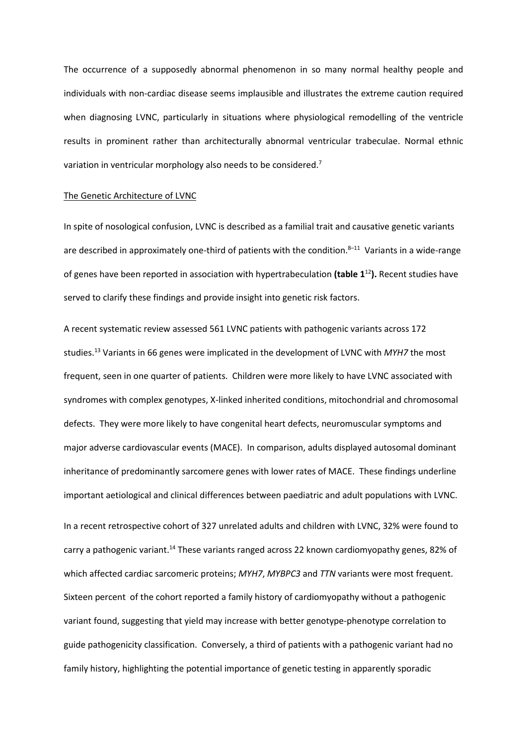The occurrence of a supposedly abnormal phenomenon in so many normal healthy people and individuals with non-cardiac disease seems implausible and illustrates the extreme caution required when diagnosing LVNC, particularly in situations where physiological remodelling of the ventricle results in prominent rather than architecturally abnormal ventricular trabeculae. Normal ethnic variation in ventricular morphology also needs to be considered.[7]

## The Genetic Architecture of LVNC

In spite of nosological confusion, LVNC is described as a familial trait and causative genetic variants are described in approximately one-third of patients with the condition.[8–11] Variants in a wide-range of genes have been reported in association with hypertrabeculation **(table 1[12]).** Recent studies have served to clarify these findings and provide insight into genetic risk factors.

A recent systematic review assessed 561 LVNC patients with pathogenic variants across 172 studies.[13] Variants in 66 genes were implicated in the development of LVNC with *MYH7* the most frequent, seen in one quarter of patients. Children were more likely to have LVNC associated with syndromes with complex genotypes, X-linked inherited conditions, mitochondrial and chromosomal defects. They were more likely to have congenital heart defects, neuromuscular symptoms and major adverse cardiovascular events (MACE). In comparison, adults displayed autosomal dominant inheritance of predominantly sarcomere genes with lower rates of MACE. These findings underline important aetiological and clinical differences between paediatric and adult populations with LVNC.

In a recent retrospective cohort of 327 unrelated adults and children with LVNC, 32% were found to carry a pathogenic variant.[14] These variants ranged across 22 known cardiomyopathy genes, 82% of which affected cardiac sarcomeric proteins; *MYH7*, *MYBPC3* and *TTN* variants were most frequent. Sixteen percent of the cohort reported a family history of cardiomyopathy without a pathogenic variant found, suggesting that yield may increase with better genotype-phenotype correlation to guide pathogenicity classification. Conversely, a third of patients with a pathogenic variant had no family history, highlighting the potential importance of genetic testing in apparently sporadic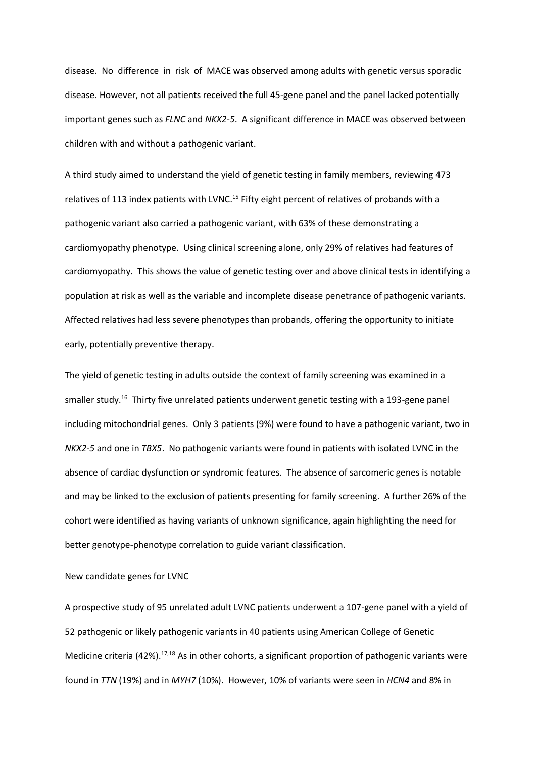disease. No difference in risk of MACE was observed among adults with genetic versus sporadic disease. However, not all patients received the full 45-gene panel and the panel lacked potentially important genes such as *FLNC* and *NKX2-5*. A significant difference in MACE was observed between children with and without a pathogenic variant.

A third study aimed to understand the yield of genetic testing in family members, reviewing 473 relatives of 113 index patients with LVNC.[15] Fifty eight percent of relatives of probands with a pathogenic variant also carried a pathogenic variant, with 63% of these demonstrating a cardiomyopathy phenotype. Using clinical screening alone, only 29% of relatives had features of cardiomyopathy. This shows the value of genetic testing over and above clinical tests in identifying a population at risk as well as the variable and incomplete disease penetrance of pathogenic variants. Affected relatives had less severe phenotypes than probands, offering the opportunity to initiate early, potentially preventive therapy.

The yield of genetic testing in adults outside the context of family screening was examined in a smaller study.[16] Thirty five unrelated patients underwent genetic testing with a 193-gene panel including mitochondrial genes. Only 3 patients (9%) were found to have a pathogenic variant, two in *NKX2-5* and one in *TBX5*. No pathogenic variants were found in patients with isolated LVNC in the absence of cardiac dysfunction or syndromic features. The absence of sarcomeric genes is notable and may be linked to the exclusion of patients presenting for family screening. A further 26% of the cohort were identified as having variants of unknown significance, again highlighting the need for better genotype-phenotype correlation to guide variant classification.

<u>New candidate genes for LVNC</u>

A prospective study of 95 unrelated adult LVNC patients underwent a 107-gene panel with a yield of 52 pathogenic or likely pathogenic variants in 40 patients using American College of Genetic Medicine criteria (42%).[17,18] As in other cohorts, a significant proportion of pathogenic variants were found in *TTN* (19%) and in *MYH7* (10%). However, 10% of variants were seen in *HCN4* and 8% in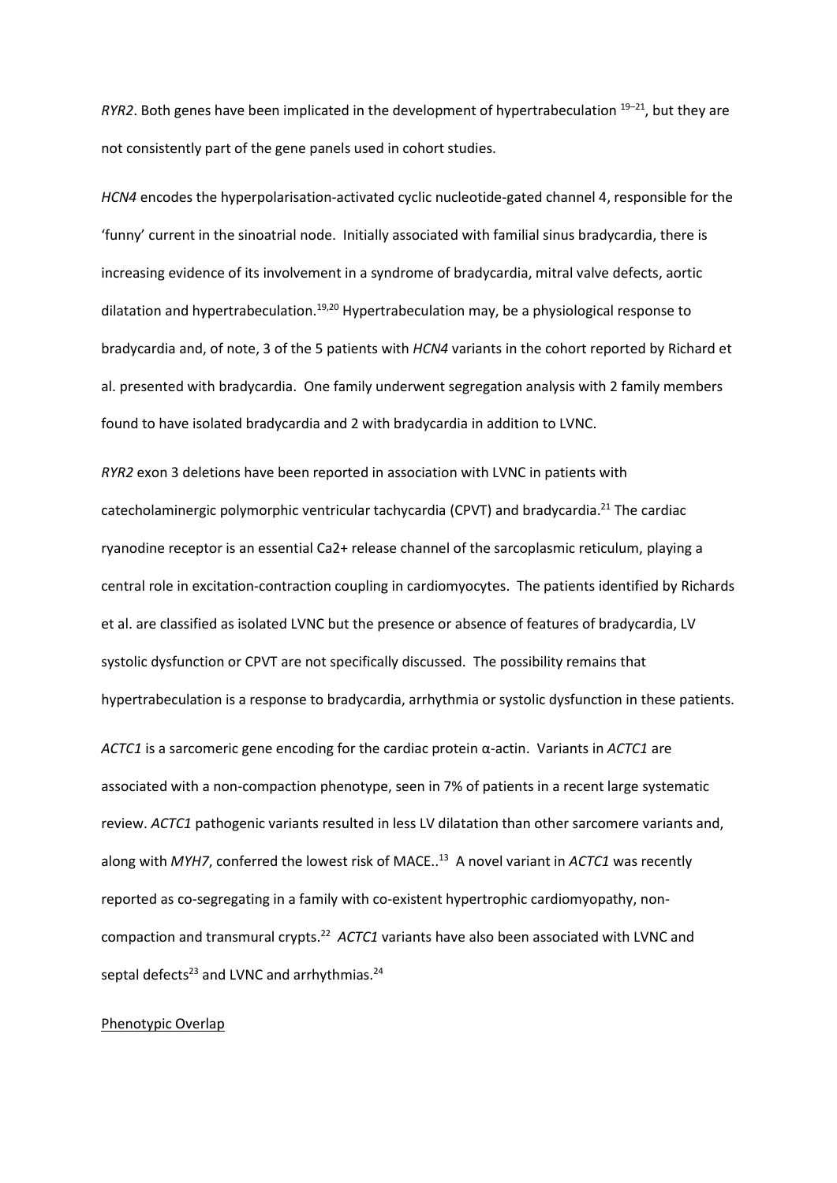*RYR2*. Both genes have been implicated in the development of hypertrabeculation [19–21], but they are not consistently part of the gene panels used in cohort studies.

*HCN4* encodes the hyperpolarisation-activated cyclic nucleotide-gated channel 4, responsible for the 'funny' current in the sinoatrial node. Initially associated with familial sinus bradycardia, there is increasing evidence of its involvement in a syndrome of bradycardia, mitral valve defects, aortic dilatation and hypertrabeculation.[19,20] Hypertrabeculation may, be a physiological response to bradycardia and, of note, 3 of the 5 patients with *HCN4* variants in the cohort reported by Richard et al. presented with bradycardia. One family underwent segregation analysis with 2 family members found to have isolated bradycardia and 2 with bradycardia in addition to LVNC.

*RYR2* exon 3 deletions have been reported in association with LVNC in patients with catecholaminergic polymorphic ventricular tachycardia (CPVT) and bradycardia.[21] The cardiac ryanodine receptor is an essential Ca2+ release channel of the sarcoplasmic reticulum, playing a central role in excitation-contraction coupling in cardiomyocytes. The patients identified by Richards et al. are classified as isolated LVNC but the presence or absence of features of bradycardia, LV systolic dysfunction or CPVT are not specifically discussed. The possibility remains that hypertrabeculation is a response to bradycardia, arrhythmia or systolic dysfunction in these patients.

*ACTC1* is a sarcomeric gene encoding for the cardiac protein α-actin. Variants in *ACTC1* are associated with a non-compaction phenotype, seen in 7% of patients in a recent large systematic review. *ACTC1* pathogenic variants resulted in less LV dilatation than other sarcomere variants and, along with *MYH7*, conferred the lowest risk of MACE..[13] A novel variant in *ACTC1* was recently reported as co-segregating in a family with co-existent hypertrophic cardiomyopathy, non-compaction and transmural crypts.[22] *ACTC1* variants have also been associated with LVNC and septal defects[23] and LVNC and arrhythmias.[24]

<u>Phenotypic Overlap</u>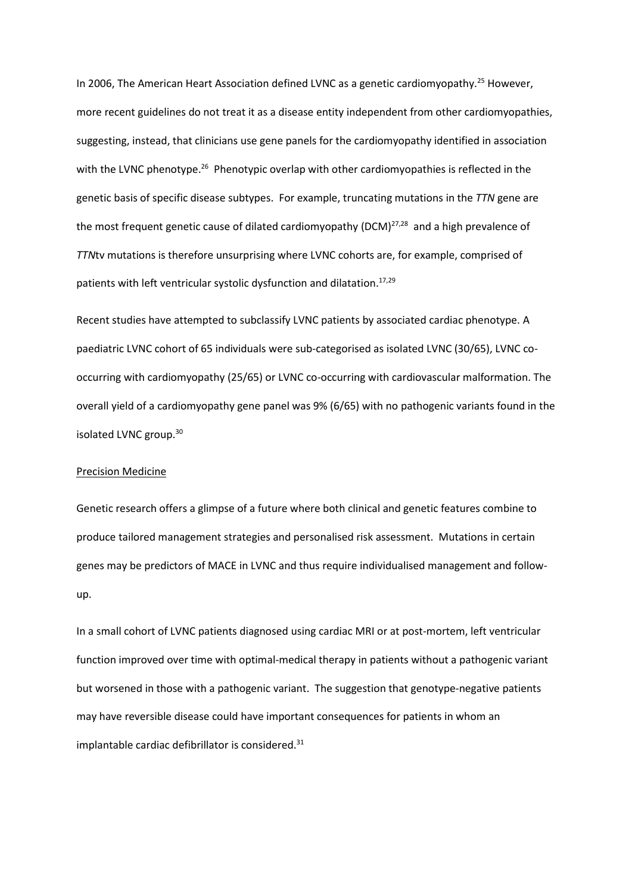In 2006, The American Heart Association defined LVNC as a genetic cardiomyopathy.[25] However, more recent guidelines do not treat it as a disease entity independent from other cardiomyopathies, suggesting, instead, that clinicians use gene panels for the cardiomyopathy identified in association with the LVNC phenotype.[26] Phenotypic overlap with other cardiomyopathies is reflected in the genetic basis of specific disease subtypes. For example, truncating mutations in the *TTN* gene are the most frequent genetic cause of dilated cardiomyopathy (DCM)[27,28] and a high prevalence of *TTN*tv mutations is therefore unsurprising where LVNC cohorts are, for example, comprised of patients with left ventricular systolic dysfunction and dilatation.[17,29]

Recent studies have attempted to subclassify LVNC patients by associated cardiac phenotype. A paediatric LVNC cohort of 65 individuals were sub-categorised as isolated LVNC (30/65), LVNC co-occurring with cardiomyopathy (25/65) or LVNC co-occurring with cardiovascular malformation. The overall yield of a cardiomyopathy gene panel was 9% (6/65) with no pathogenic variants found in the isolated LVNC group.[30]

## Precision Medicine

Genetic research offers a glimpse of a future where both clinical and genetic features combine to produce tailored management strategies and personalised risk assessment. Mutations in certain genes may be predictors of MACE in LVNC and thus require individualised management and follow-up.

In a small cohort of LVNC patients diagnosed using cardiac MRI or at post-mortem, left ventricular function improved over time with optimal-medical therapy in patients without a pathogenic variant but worsened in those with a pathogenic variant. The suggestion that genotype-negative patients may have reversible disease could have important consequences for patients in whom an implantable cardiac defibrillator is considered.[31]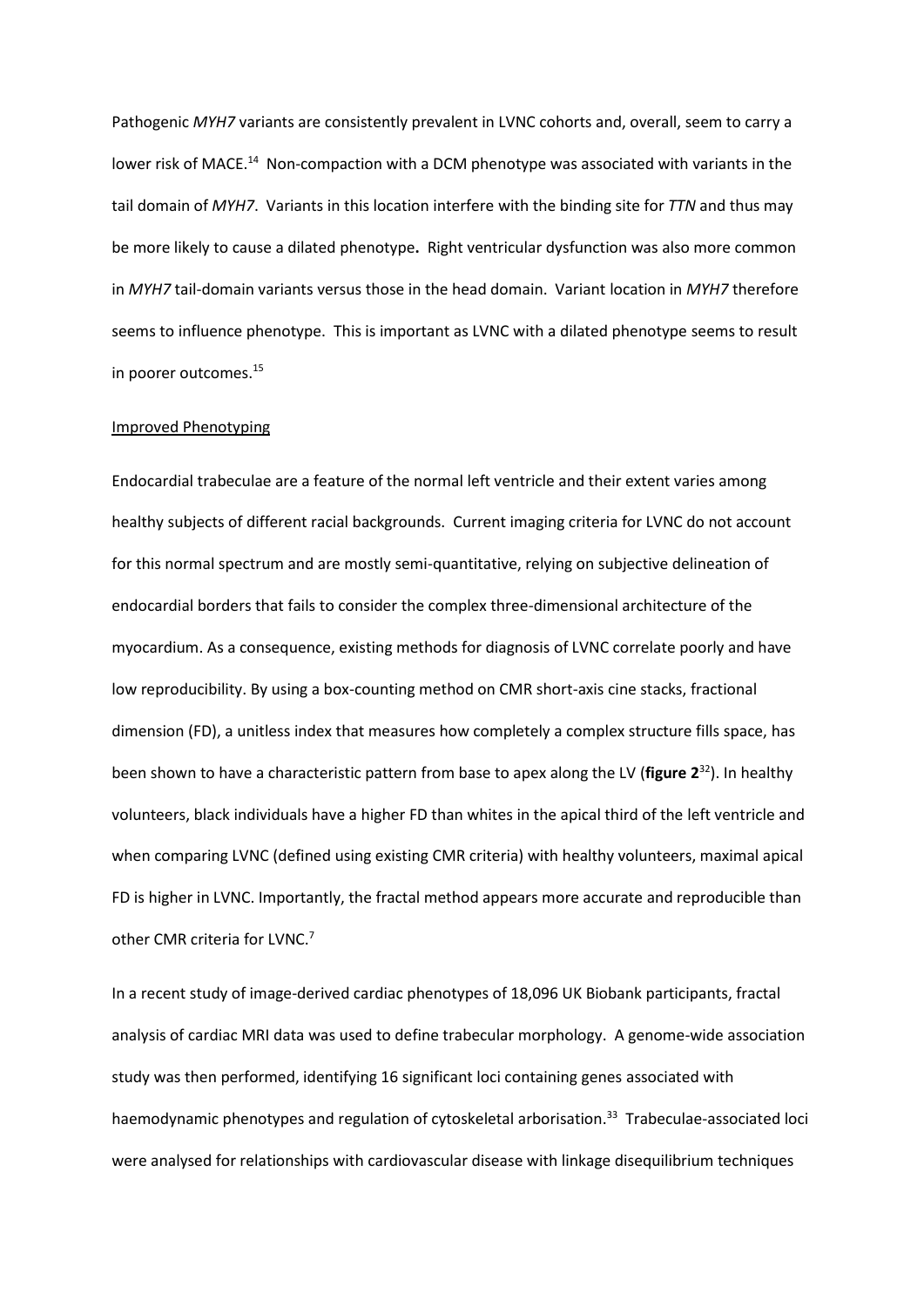Pathogenic *MYH7* variants are consistently prevalent in LVNC cohorts and, overall, seem to carry a lower risk of MACE.[14] Non-compaction with a DCM phenotype was associated with variants in the tail domain of *MYH7*. Variants in this location interfere with the binding site for *TTN* and thus may be more likely to cause a dilated phenotype**.** Right ventricular dysfunction was also more common in *MYH7* tail-domain variants versus those in the head domain. Variant location in *MYH7* therefore seems to influence phenotype. This is important as LVNC with a dilated phenotype seems to result in poorer outcomes.[15]

<u>Improved Phenotyping</u>

Endocardial trabeculae are a feature of the normal left ventricle and their extent varies among healthy subjects of different racial backgrounds. Current imaging criteria for LVNC do not account for this normal spectrum and are mostly semi-quantitative, relying on subjective delineation of endocardial borders that fails to consider the complex three-dimensional architecture of the myocardium. As a consequence, existing methods for diagnosis of LVNC correlate poorly and have low reproducibility. By using a box-counting method on CMR short-axis cine stacks, fractional dimension (FD), a unitless index that measures how completely a complex structure fills space, has been shown to have a characteristic pattern from base to apex along the LV (**figure 2**[32]). In healthy volunteers, black individuals have a higher FD than whites in the apical third of the left ventricle and when comparing LVNC (defined using existing CMR criteria) with healthy volunteers, maximal apical FD is higher in LVNC. Importantly, the fractal method appears more accurate and reproducible than other CMR criteria for LVNC.[7]

In a recent study of image-derived cardiac phenotypes of 18,096 UK Biobank participants, fractal analysis of cardiac MRI data was used to define trabecular morphology. A genome-wide association study was then performed, identifying 16 significant loci containing genes associated with haemodynamic phenotypes and regulation of cytoskeletal arborisation.[33] Trabeculae-associated loci were analysed for relationships with cardiovascular disease with linkage disequilibrium techniques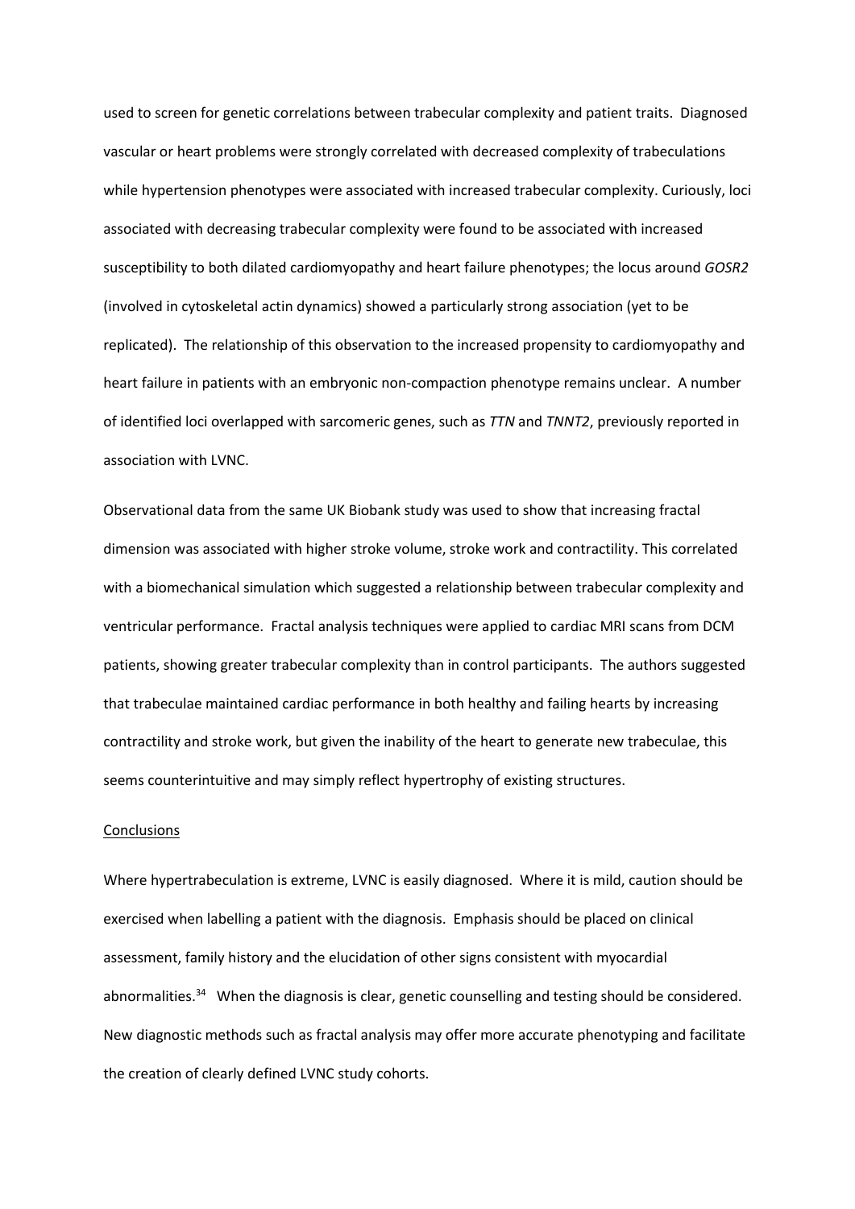used to screen for genetic correlations between trabecular complexity and patient traits. Diagnosed vascular or heart problems were strongly correlated with decreased complexity of trabeculations while hypertension phenotypes were associated with increased trabecular complexity. Curiously, loci associated with decreasing trabecular complexity were found to be associated with increased susceptibility to both dilated cardiomyopathy and heart failure phenotypes; the locus around *GOSR2* (involved in cytoskeletal actin dynamics) showed a particularly strong association (yet to be replicated). The relationship of this observation to the increased propensity to cardiomyopathy and heart failure in patients with an embryonic non-compaction phenotype remains unclear. A number of identified loci overlapped with sarcomeric genes, such as *TTN* and *TNNT2*, previously reported in association with LVNC.

Observational data from the same UK Biobank study was used to show that increasing fractal dimension was associated with higher stroke volume, stroke work and contractility. This correlated with a biomechanical simulation which suggested a relationship between trabecular complexity and ventricular performance. Fractal analysis techniques were applied to cardiac MRI scans from DCM patients, showing greater trabecular complexity than in control participants. The authors suggested that trabeculae maintained cardiac performance in both healthy and failing hearts by increasing contractility and stroke work, but given the inability of the heart to generate new trabeculae, this seems counterintuitive and may simply reflect hypertrophy of existing structures.

## Conclusions

Where hypertrabeculation is extreme, LVNC is easily diagnosed. Where it is mild, caution should be exercised when labelling a patient with the diagnosis. Emphasis should be placed on clinical assessment, family history and the elucidation of other signs consistent with myocardial abnormalities.[34] When the diagnosis is clear, genetic counselling and testing should be considered. New diagnostic methods such as fractal analysis may offer more accurate phenotyping and facilitate the creation of clearly defined LVNC study cohorts.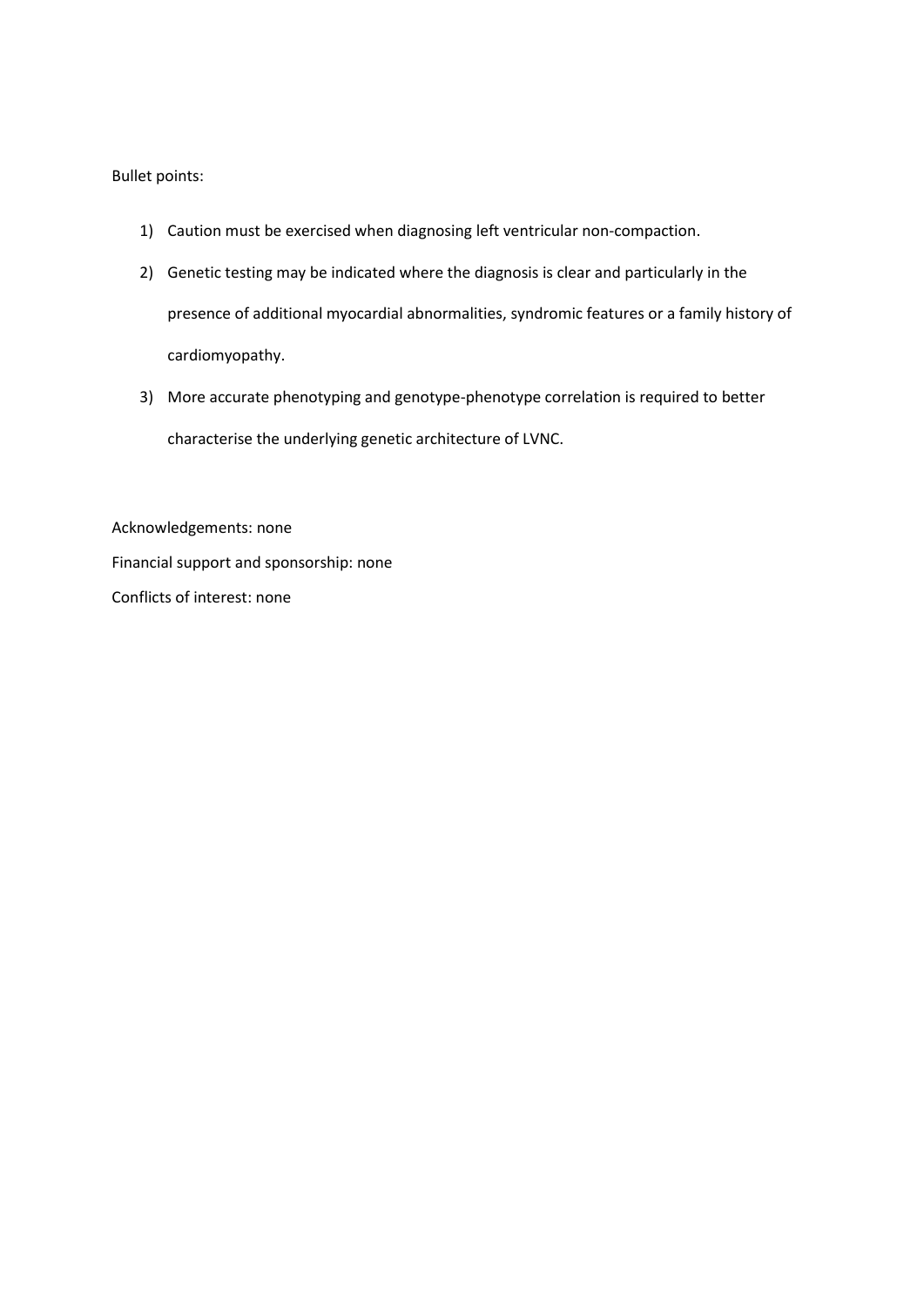Bullet points:

1) Caution must be exercised when diagnosing left ventricular non-compaction.
2) Genetic testing may be indicated where the diagnosis is clear and particularly in the presence of additional myocardial abnormalities, syndromic features or a family history of cardiomyopathy.
3) More accurate phenotyping and genotype-phenotype correlation is required to better characterise the underlying genetic architecture of LVNC.

Acknowledgements: none

Financial support and sponsorship: none

Conflicts of interest: none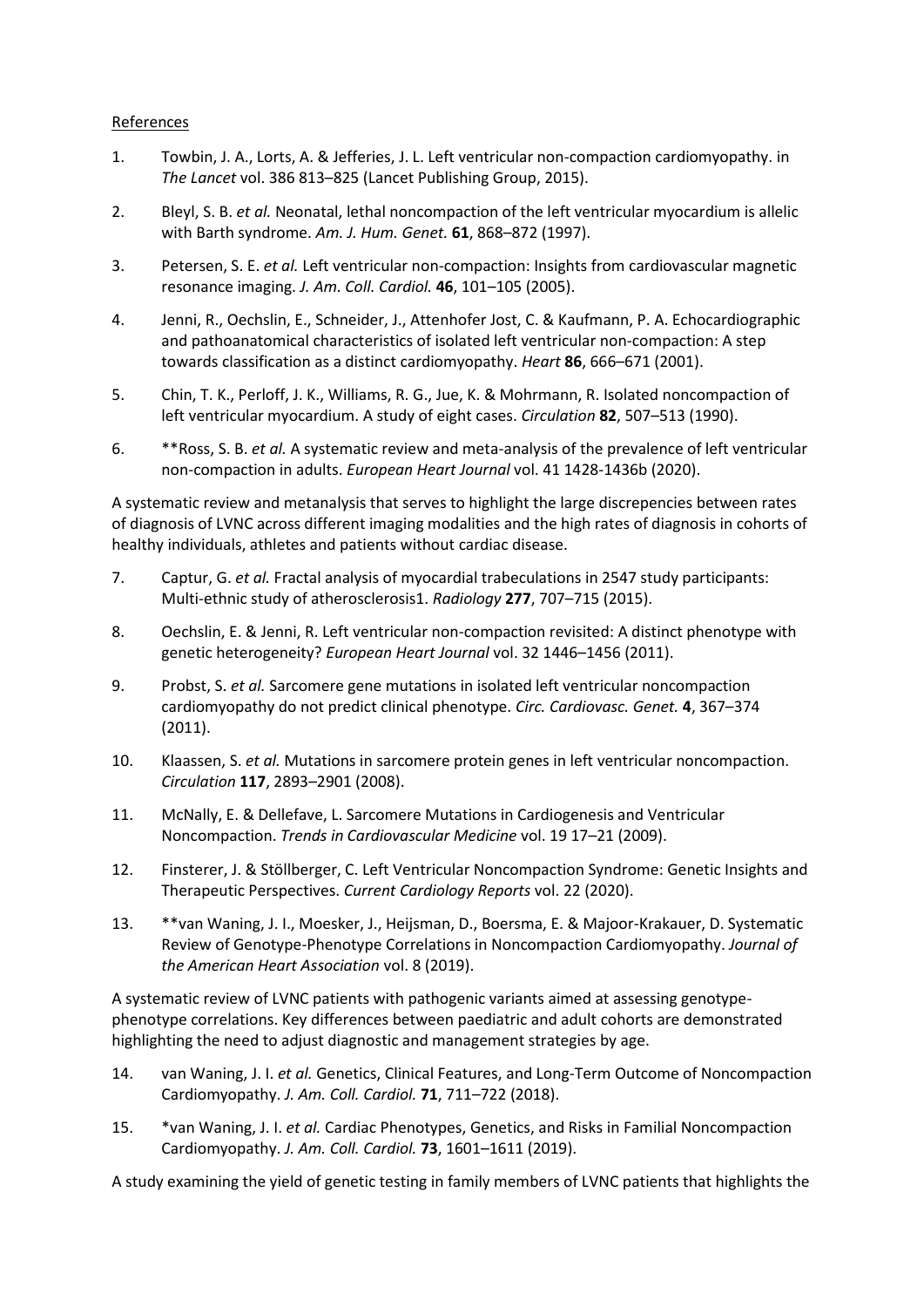References

1. Towbin, J. A., Lorts, A. & Jefferies, J. L. Left ventricular non-compaction cardiomyopathy. in *The Lancet* vol. 386 813–825 (Lancet Publishing Group, 2015).
2. Bleyl, S. B. *et al.* Neonatal, lethal noncompaction of the left ventricular myocardium is allelic with Barth syndrome. *Am. J. Hum. Genet.* **61**, 868–872 (1997).
3. Petersen, S. E. *et al.* Left ventricular non-compaction: Insights from cardiovascular magnetic resonance imaging. *J. Am. Coll. Cardiol.* **46**, 101–105 (2005).
4. Jenni, R., Oechslin, E., Schneider, J., Attenhofer Jost, C. & Kaufmann, P. A. Echocardiographic and pathoanatomical characteristics of isolated left ventricular non-compaction: A step towards classification as a distinct cardiomyopathy. *Heart* **86**, 666–671 (2001).
5. Chin, T. K., Perloff, J. K., Williams, R. G., Jue, K. & Mohrmann, R. Isolated noncompaction of left ventricular myocardium. A study of eight cases. *Circulation* **82**, 507–513 (1990).
6. **Ross, S. B. *et al.* A systematic review and meta-analysis of the prevalence of left ventricular non-compaction in adults. *European Heart Journal* vol. 41 1428-1436b (2020).

A systematic review and metanalysis that serves to highlight the large discrepencies between rates of diagnosis of LVNC across different imaging modalities and the high rates of diagnosis in cohorts of healthy individuals, athletes and patients without cardiac disease.

7. Captur, G. *et al.* Fractal analysis of myocardial trabeculations in 2547 study participants: Multi-ethnic study of atherosclerosis1. *Radiology* **277**, 707–715 (2015).
8. Oechslin, E. & Jenni, R. Left ventricular non-compaction revisited: A distinct phenotype with genetic heterogeneity? *European Heart Journal* vol. 32 1446–1456 (2011).
9. Probst, S. *et al.* Sarcomere gene mutations in isolated left ventricular noncompaction cardiomyopathy do not predict clinical phenotype. *Circ. Cardiovasc. Genet.* **4**, 367–374 (2011).
10. Klaassen, S. *et al.* Mutations in sarcomere protein genes in left ventricular noncompaction. *Circulation* **117**, 2893–2901 (2008).
11. McNally, E. & Dellefave, L. Sarcomere Mutations in Cardiogenesis and Ventricular Noncompaction. *Trends in Cardiovascular Medicine* vol. 19 17–21 (2009).
12. Finsterer, J. & Stöllberger, C. Left Ventricular Noncompaction Syndrome: Genetic Insights and Therapeutic Perspectives. *Current Cardiology Reports* vol. 22 (2020).
13. **van Waning, J. I., Moesker, J., Heijsman, D., Boersma, E. & Majoor-Krakauer, D. Systematic Review of Genotype-Phenotype Correlations in Noncompaction Cardiomyopathy. *Journal of the American Heart Association* vol. 8 (2019).

A systematic review of LVNC patients with pathogenic variants aimed at assessing genotype-phenotype correlations. Key differences between paediatric and adult cohorts are demonstrated highlighting the need to adjust diagnostic and management strategies by age.

14. van Waning, J. I. *et al.* Genetics, Clinical Features, and Long-Term Outcome of Noncompaction Cardiomyopathy. *J. Am. Coll. Cardiol.* **71**, 711–722 (2018).
15. *van Waning, J. I. *et al.* Cardiac Phenotypes, Genetics, and Risks in Familial Noncompaction Cardiomyopathy. *J. Am. Coll. Cardiol.* **73**, 1601–1611 (2019).

A study examining the yield of genetic testing in family members of LVNC patients that highlights the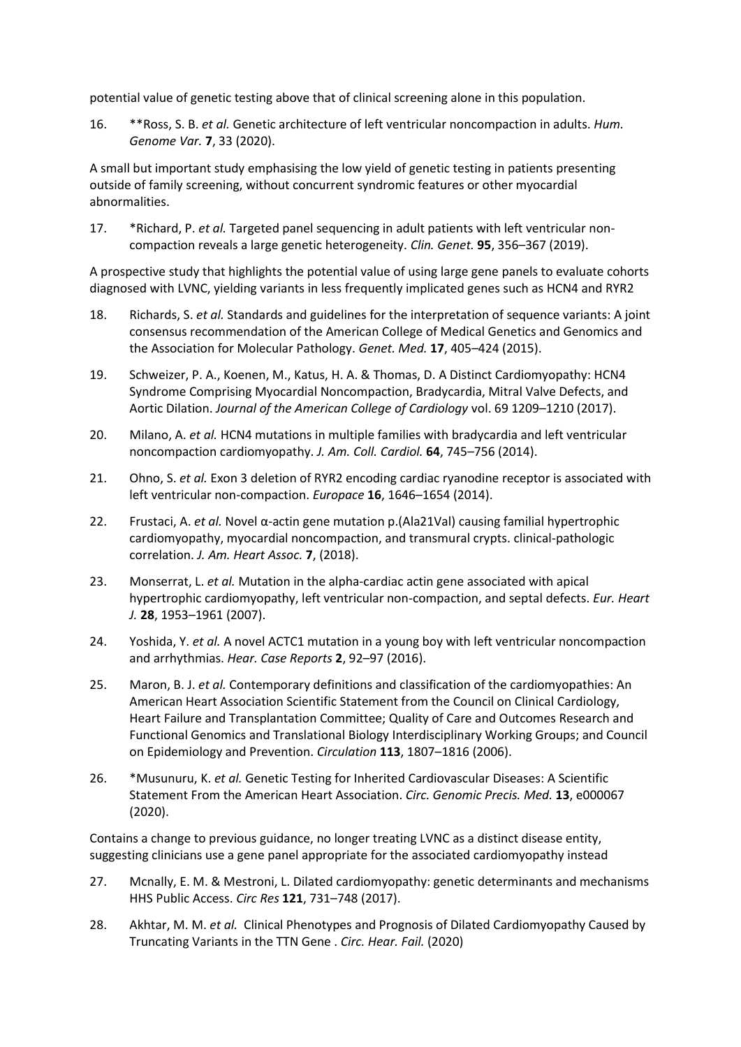potential value of genetic testing above that of clinical screening alone in this population.

16. **Ross, S. B. *et al.* Genetic architecture of left ventricular noncompaction in adults. *Hum. Genome Var.* **7**, 33 (2020).

A small but important study emphasising the low yield of genetic testing in patients presenting outside of family screening, without concurrent syndromic features or other myocardial abnormalities.

17. *Richard, P. *et al.* Targeted panel sequencing in adult patients with left ventricular non-compaction reveals a large genetic heterogeneity. *Clin. Genet.* **95**, 356–367 (2019).

A prospective study that highlights the potential value of using large gene panels to evaluate cohorts diagnosed with LVNC, yielding variants in less frequently implicated genes such as HCN4 and RYR2

18. Richards, S. *et al.* Standards and guidelines for the interpretation of sequence variants: A joint consensus recommendation of the American College of Medical Genetics and Genomics and the Association for Molecular Pathology. *Genet. Med.* **17**, 405–424 (2015).
19. Schweizer, P. A., Koenen, M., Katus, H. A. & Thomas, D. A Distinct Cardiomyopathy: HCN4 Syndrome Comprising Myocardial Noncompaction, Bradycardia, Mitral Valve Defects, and Aortic Dilation. *Journal of the American College of Cardiology* vol. 69 1209–1210 (2017).
20. Milano, A. *et al.* HCN4 mutations in multiple families with bradycardia and left ventricular noncompaction cardiomyopathy. *J. Am. Coll. Cardiol.* **64**, 745–756 (2014).
21. Ohno, S. *et al.* Exon 3 deletion of RYR2 encoding cardiac ryanodine receptor is associated with left ventricular non-compaction. *Europace* **16**, 1646–1654 (2014).
22. Frustaci, A. *et al.* Novel α-actin gene mutation p.(Ala21Val) causing familial hypertrophic cardiomyopathy, myocardial noncompaction, and transmural crypts. clinical-pathologic correlation. *J. Am. Heart Assoc.* **7**, (2018).
23. Monserrat, L. *et al.* Mutation in the alpha-cardiac actin gene associated with apical hypertrophic cardiomyopathy, left ventricular non-compaction, and septal defects. *Eur. Heart J.* **28**, 1953–1961 (2007).
24. Yoshida, Y. *et al.* A novel ACTC1 mutation in a young boy with left ventricular noncompaction and arrhythmias. *Hear. Case Reports* **2**, 92–97 (2016).
25. Maron, B. J. *et al.* Contemporary definitions and classification of the cardiomyopathies: An American Heart Association Scientific Statement from the Council on Clinical Cardiology, Heart Failure and Transplantation Committee; Quality of Care and Outcomes Research and Functional Genomics and Translational Biology Interdisciplinary Working Groups; and Council on Epidemiology and Prevention. *Circulation* **113**, 1807–1816 (2006).
26. *Musunuru, K. *et al.* Genetic Testing for Inherited Cardiovascular Diseases: A Scientific Statement From the American Heart Association. *Circ. Genomic Precis. Med.* **13**, e000067 (2020).

Contains a change to previous guidance, no longer treating LVNC as a distinct disease entity, suggesting clinicians use a gene panel appropriate for the associated cardiomyopathy instead

27. Mcnally, E. M. & Mestroni, L. Dilated cardiomyopathy: genetic determinants and mechanisms HHS Public Access. *Circ Res* **121**, 731–748 (2017).
28. Akhtar, M. M. *et al.* Clinical Phenotypes and Prognosis of Dilated Cardiomyopathy Caused by Truncating Variants in the TTN Gene . *Circ. Hear. Fail.* (2020)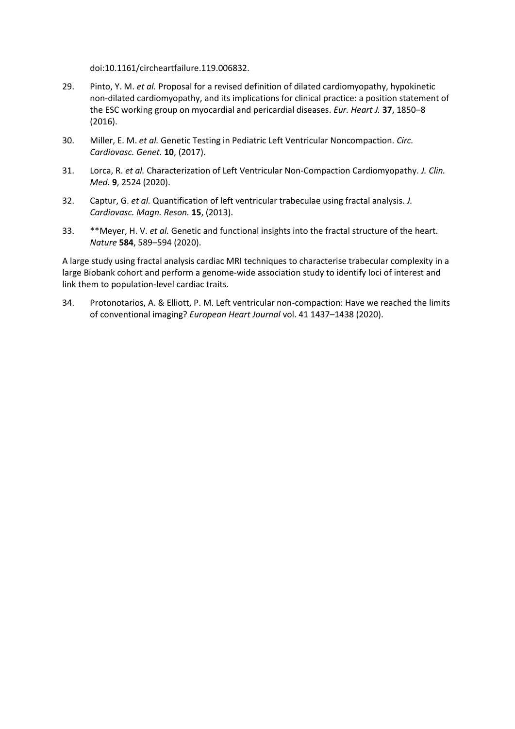doi:10.1161/circheartfailure.119.006832.

29. Pinto, Y. M. *et al.* Proposal for a revised definition of dilated cardiomyopathy, hypokinetic non-dilated cardiomyopathy, and its implications for clinical practice: a position statement of the ESC working group on myocardial and pericardial diseases. *Eur. Heart J.* **37**, 1850–8 (2016).

30. Miller, E. M. *et al.* Genetic Testing in Pediatric Left Ventricular Noncompaction. *Circ. Cardiovasc. Genet.* **10**, (2017).

31. Lorca, R. *et al.* Characterization of Left Ventricular Non-Compaction Cardiomyopathy. *J. Clin. Med.* **9**, 2524 (2020).

32. Captur, G. *et al.* Quantification of left ventricular trabeculae using fractal analysis. *J. Cardiovasc. Magn. Reson.* **15**, (2013).

33. **Meyer, H. V. *et al.* Genetic and functional insights into the fractal structure of the heart. *Nature* **584**, 589–594 (2020).

A large study using fractal analysis cardiac MRI techniques to characterise trabecular complexity in a large Biobank cohort and perform a genome-wide association study to identify loci of interest and link them to population-level cardiac traits.

34. Protonotarios, A. & Elliott, P. M. Left ventricular non-compaction: Have we reached the limits of conventional imaging? *European Heart Journal* vol. 41 1437–1438 (2020).